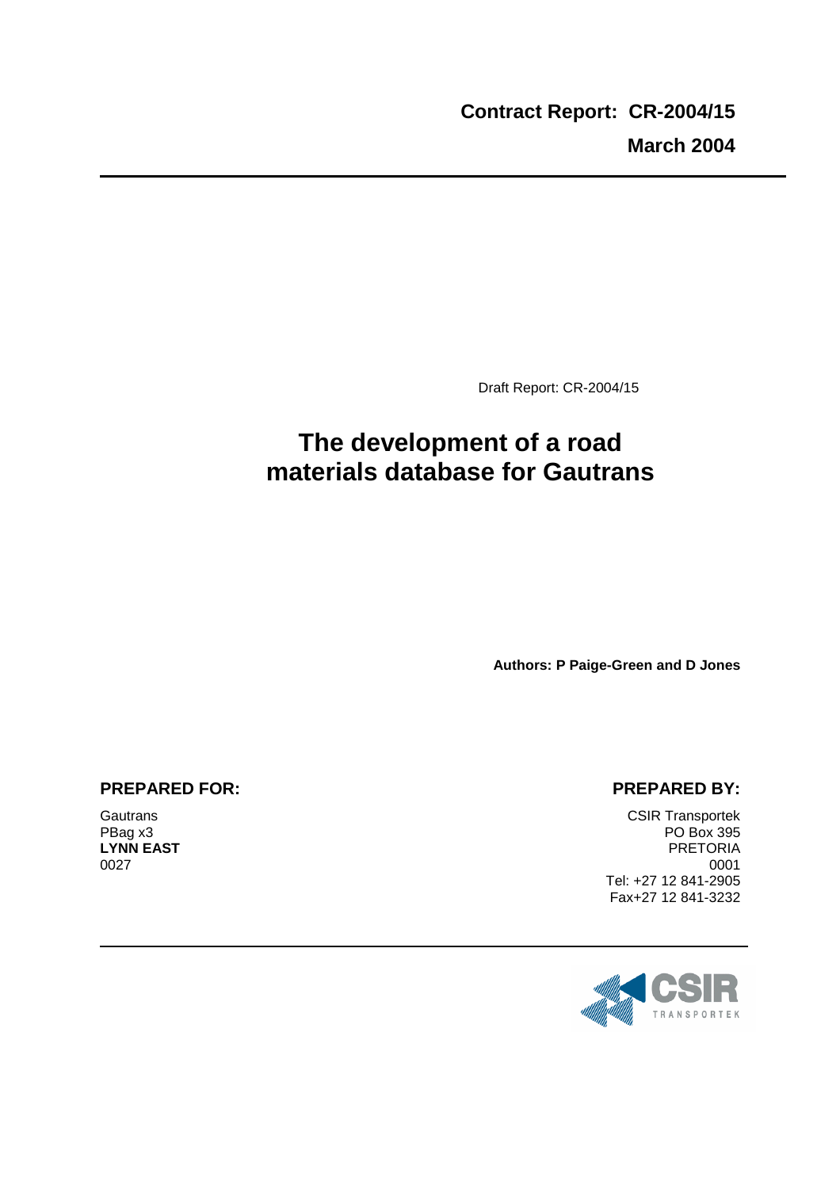**Contract Report: CR-2004/15**

**March 2004**

Draft Report: CR-2004/15

# The development of a road materials database for Gautrans

**Authors: P Paige-Green and D Jones**

**PREPARED FOR:**

Gautrans
PBag x3
**LYNN EAST**
0027

**PREPARED BY:**

CSIR Transportek
PO Box 395
PRETORIA
0001
Tel: +27 12 841-2905
Fax+27 12 841-3232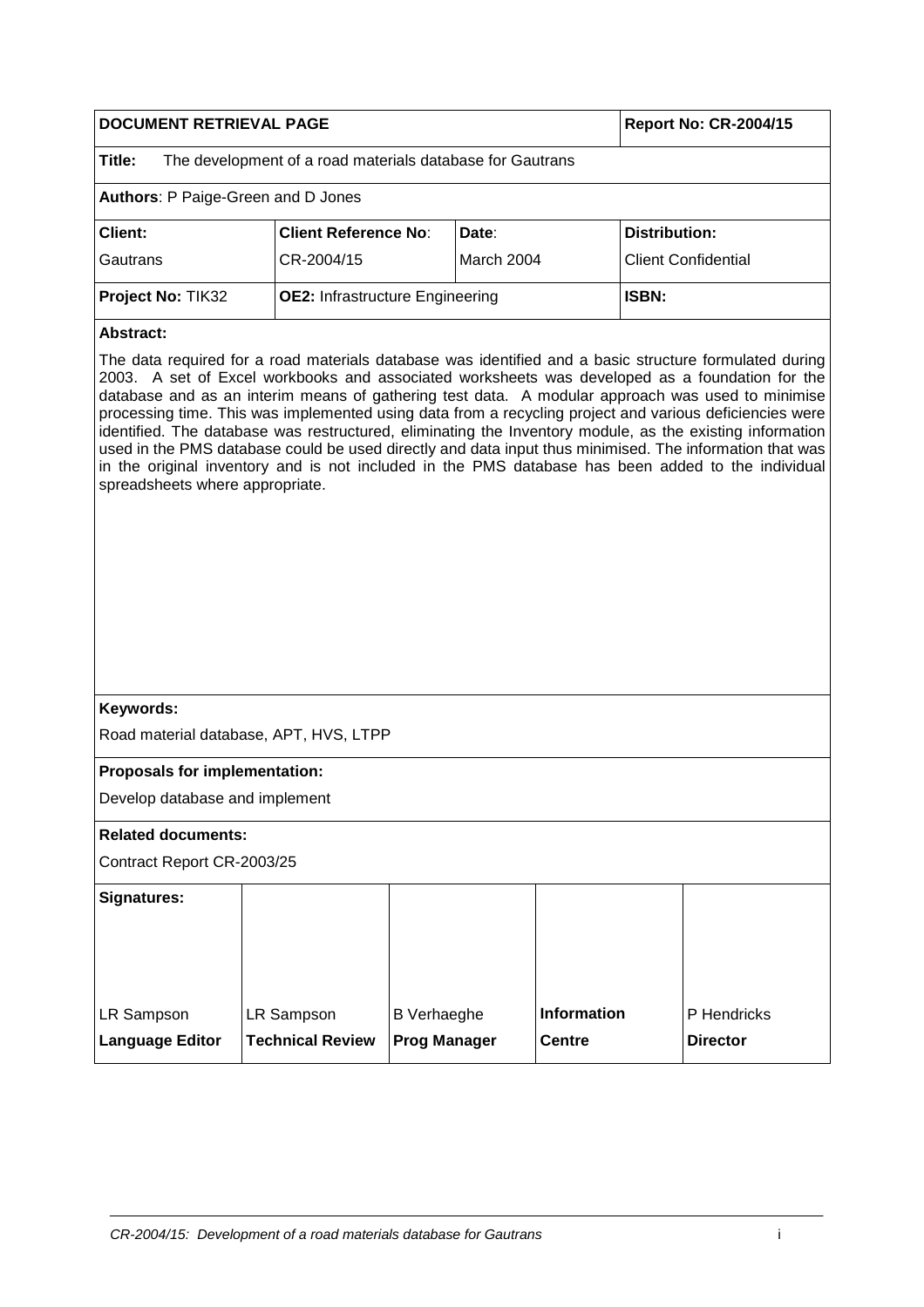| **DOCUMENT RETRIEVAL PAGE** | | | | **Report No: CR-2004/15** |
|---|---|---|---|---|
| **Title:** The development of a road materials database for Gautrans | | | | |
| **Authors**: P Paige-Green and D Jones | | | | |
| **Client:** Gautrans | **Client Reference No**: CR-2004/15 | **Date**: March 2004 | | **Distribution:** Client Confidential |
| **Project No:** TIK32 | **OE2:** Infrastructure Engineering | | | **ISBN:** |

**Abstract:**

The data required for a road materials database was identified and a basic structure formulated during 2003. A set of Excel workbooks and associated worksheets was developed as a foundation for the database and as an interim means of gathering test data. A modular approach was used to minimise processing time. This was implemented using data from a recycling project and various deficiencies were identified. The database was restructured, eliminating the Inventory module, as the existing information used in the PMS database could be used directly and data input thus minimised. The information that was in the original inventory and is not included in the PMS database has been added to the individual spreadsheets where appropriate.

**Keywords:**

Road material database, APT, HVS, LTPP

**Proposals for implementation:**

Develop database and implement

**Related documents:**

Contract Report CR-2003/25

| **Signatures:** | | | | |
|---|---|---|---|---|
| LR Sampson | LR Sampson | B Verhaeghe | **Information** | P Hendricks |
| **Language Editor** | **Technical Review** | **Prog Manager** | **Centre** | **Director** |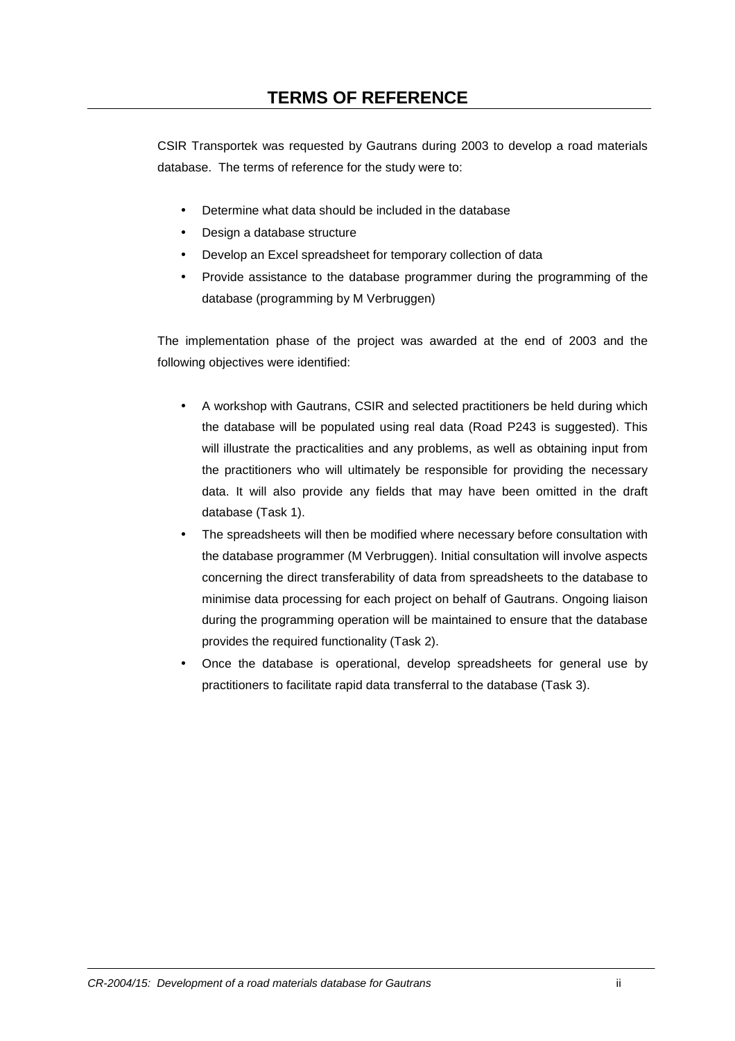# TERMS OF REFERENCE

CSIR Transportek was requested by Gautrans during 2003 to develop a road materials database. The terms of reference for the study were to:

- Determine what data should be included in the database
- Design a database structure
- Develop an Excel spreadsheet for temporary collection of data
- Provide assistance to the database programmer during the programming of the database (programming by M Verbruggen)

The implementation phase of the project was awarded at the end of 2003 and the following objectives were identified:

- A workshop with Gautrans, CSIR and selected practitioners be held during which the database will be populated using real data (Road P243 is suggested). This will illustrate the practicalities and any problems, as well as obtaining input from the practitioners who will ultimately be responsible for providing the necessary data. It will also provide any fields that may have been omitted in the draft database (Task 1).
- The spreadsheets will then be modified where necessary before consultation with the database programmer (M Verbruggen). Initial consultation will involve aspects concerning the direct transferability of data from spreadsheets to the database to minimise data processing for each project on behalf of Gautrans. Ongoing liaison during the programming operation will be maintained to ensure that the database provides the required functionality (Task 2).
- Once the database is operational, develop spreadsheets for general use by practitioners to facilitate rapid data transferral to the database (Task 3).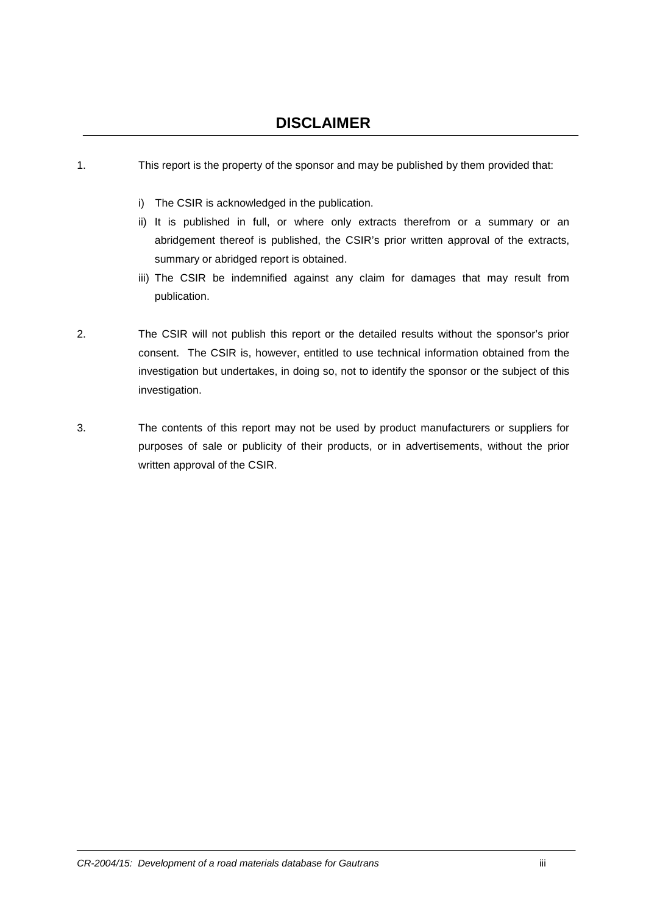# DISCLAIMER

1. This report is the property of the sponsor and may be published by them provided that:

   i) The CSIR is acknowledged in the publication.

   ii) It is published in full, or where only extracts therefrom or a summary or an abridgement thereof is published, the CSIR's prior written approval of the extracts, summary or abridged report is obtained.

   iii) The CSIR be indemnified against any claim for damages that may result from publication.

2. The CSIR will not publish this report or the detailed results without the sponsor's prior consent. The CSIR is, however, entitled to use technical information obtained from the investigation but undertakes, in doing so, not to identify the sponsor or the subject of this investigation.

3. The contents of this report may not be used by product manufacturers or suppliers for purposes of sale or publicity of their products, or in advertisements, without the prior written approval of the CSIR.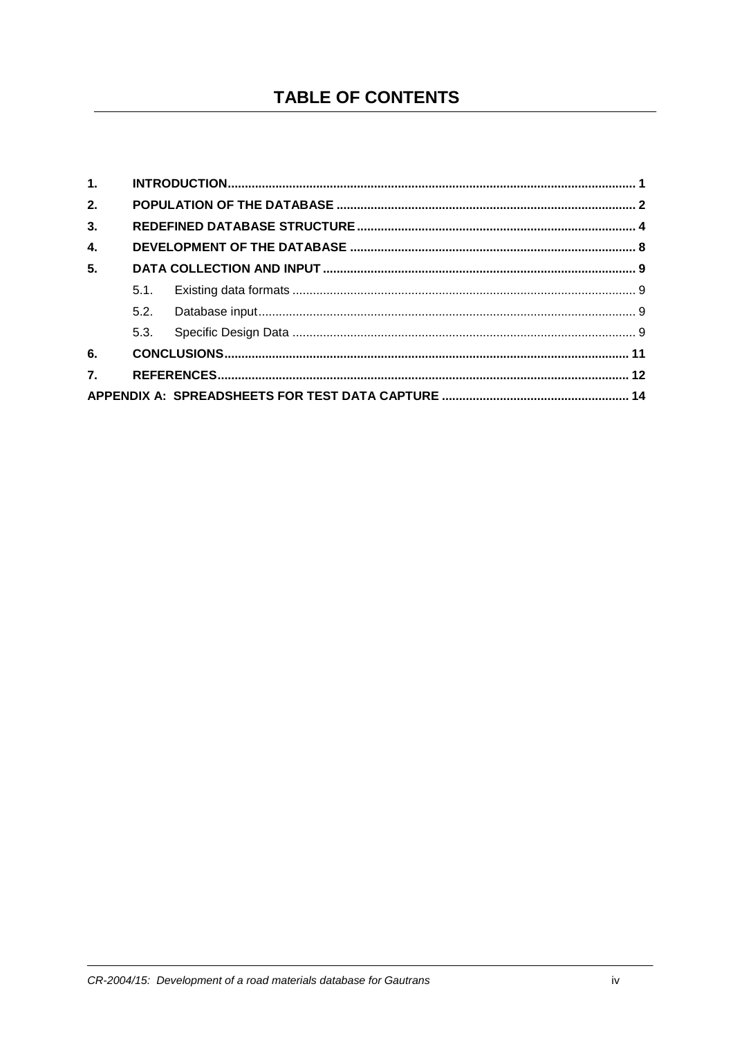# TABLE OF CONTENTS

| | | |
|---|---|---|
| **1.** | **INTRODUCTION** | **1** |
| **2.** | **POPULATION OF THE DATABASE** | **2** |
| **3.** | **REDEFINED DATABASE STRUCTURE** | **4** |
| **4.** | **DEVELOPMENT OF THE DATABASE** | **8** |
| **5.** | **DATA COLLECTION AND INPUT** | **9** |
| | 5.1. Existing data formats | 9 |
| | 5.2. Database input | 9 |
| | 5.3. Specific Design Data | 9 |
| **6.** | **CONCLUSIONS** | **11** |
| **7.** | **REFERENCES** | **12** |
| **APPENDIX A: SPREADSHEETS FOR TEST DATA CAPTURE** | | **14** |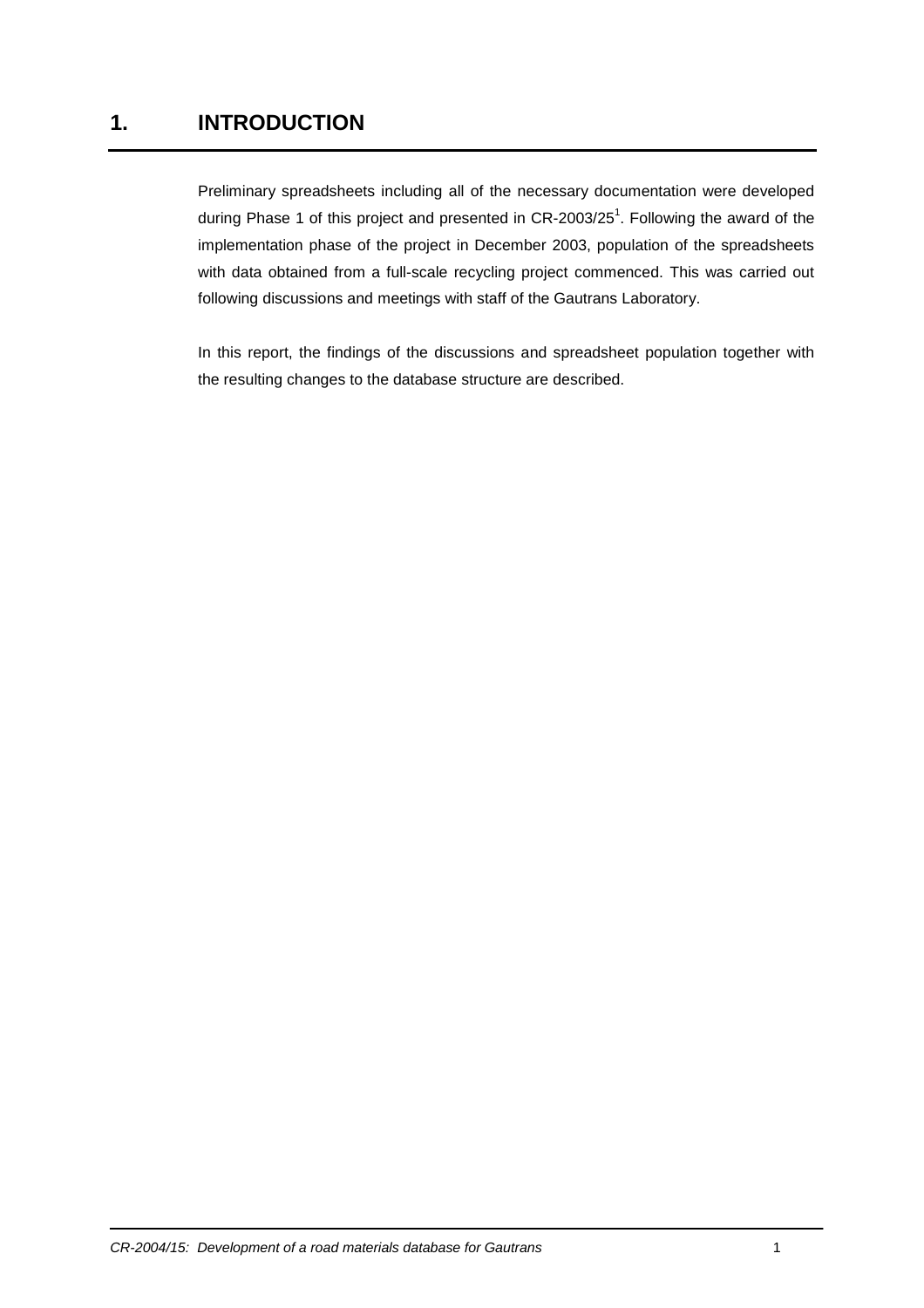# 1. INTRODUCTION

Preliminary spreadsheets including all of the necessary documentation were developed during Phase 1 of this project and presented in CR-2003/25[1]. Following the award of the implementation phase of the project in December 2003, population of the spreadsheets with data obtained from a full-scale recycling project commenced. This was carried out following discussions and meetings with staff of the Gautrans Laboratory.

In this report, the findings of the discussions and spreadsheet population together with the resulting changes to the database structure are described.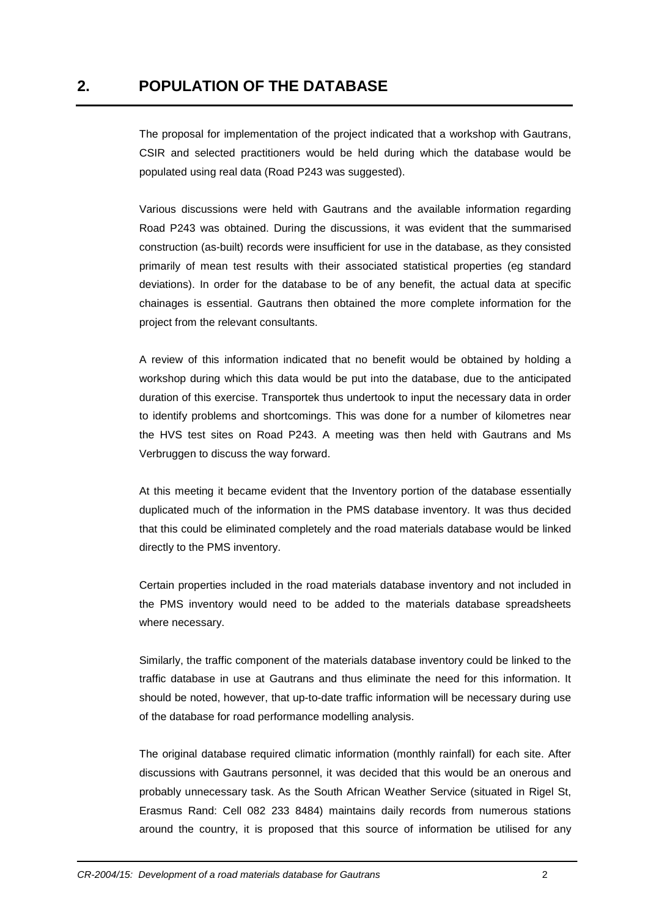## 2. POPULATION OF THE DATABASE

The proposal for implementation of the project indicated that a workshop with Gautrans, CSIR and selected practitioners would be held during which the database would be populated using real data (Road P243 was suggested).

Various discussions were held with Gautrans and the available information regarding Road P243 was obtained. During the discussions, it was evident that the summarised construction (as-built) records were insufficient for use in the database, as they consisted primarily of mean test results with their associated statistical properties (eg standard deviations). In order for the database to be of any benefit, the actual data at specific chainages is essential. Gautrans then obtained the more complete information for the project from the relevant consultants.

A review of this information indicated that no benefit would be obtained by holding a workshop during which this data would be put into the database, due to the anticipated duration of this exercise. Transportek thus undertook to input the necessary data in order to identify problems and shortcomings. This was done for a number of kilometres near the HVS test sites on Road P243. A meeting was then held with Gautrans and Ms Verbruggen to discuss the way forward.

At this meeting it became evident that the Inventory portion of the database essentially duplicated much of the information in the PMS database inventory. It was thus decided that this could be eliminated completely and the road materials database would be linked directly to the PMS inventory.

Certain properties included in the road materials database inventory and not included in the PMS inventory would need to be added to the materials database spreadsheets where necessary.

Similarly, the traffic component of the materials database inventory could be linked to the traffic database in use at Gautrans and thus eliminate the need for this information. It should be noted, however, that up-to-date traffic information will be necessary during use of the database for road performance modelling analysis.

The original database required climatic information (monthly rainfall) for each site. After discussions with Gautrans personnel, it was decided that this would be an onerous and probably unnecessary task. As the South African Weather Service (situated in Rigel St, Erasmus Rand: Cell 082 233 8484) maintains daily records from numerous stations around the country, it is proposed that this source of information be utilised for any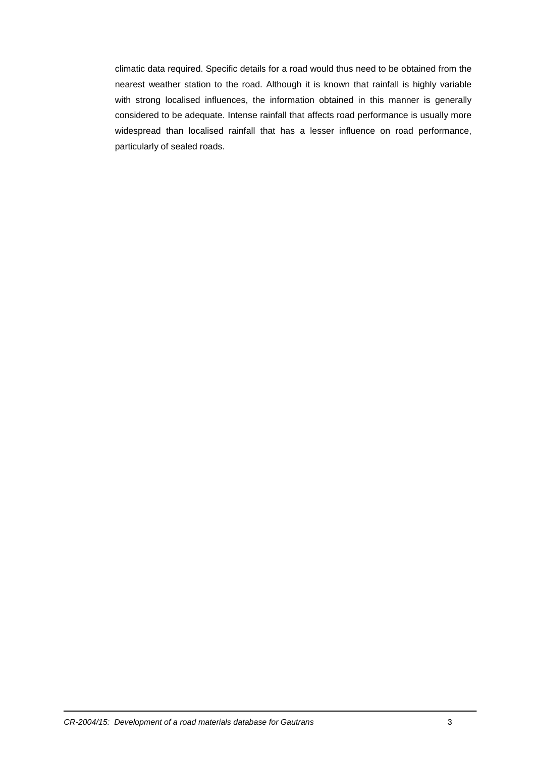climatic data required. Specific details for a road would thus need to be obtained from the nearest weather station to the road. Although it is known that rainfall is highly variable with strong localised influences, the information obtained in this manner is generally considered to be adequate. Intense rainfall that affects road performance is usually more widespread than localised rainfall that has a lesser influence on road performance, particularly of sealed roads.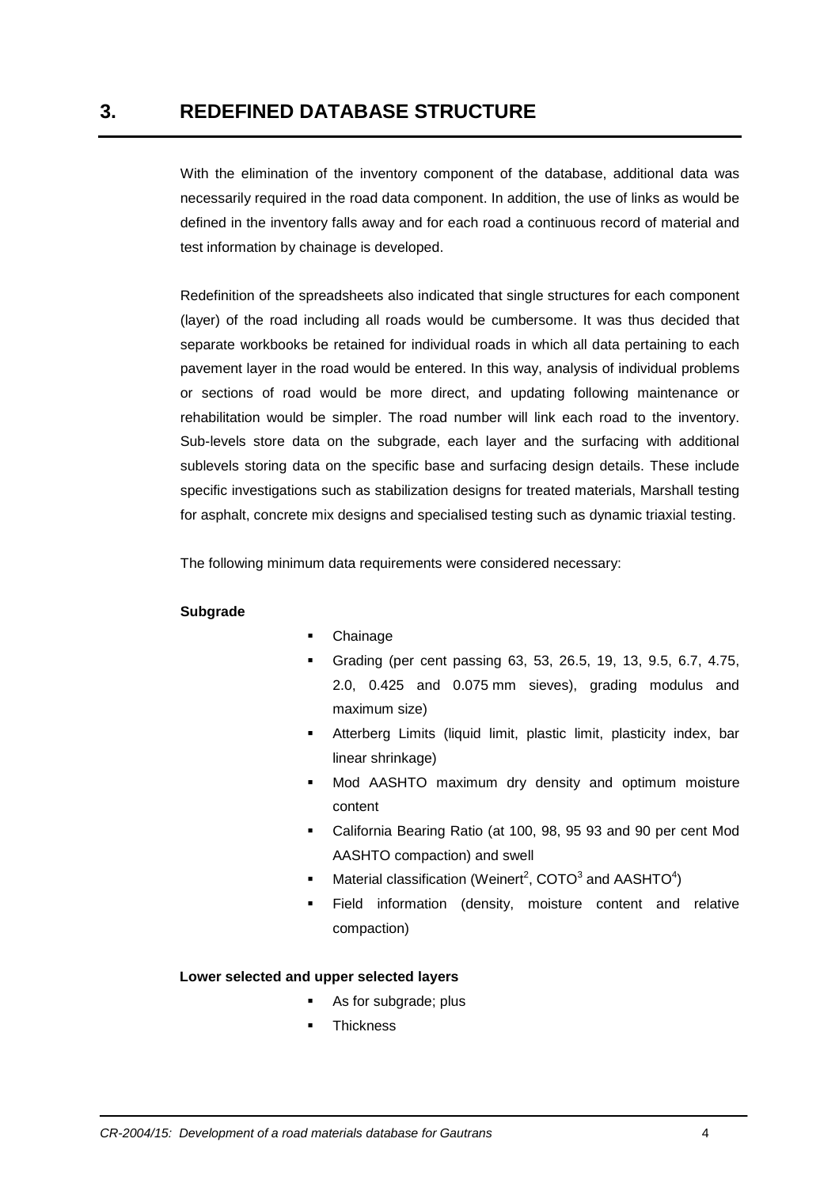# 3. REDEFINED DATABASE STRUCTURE

With the elimination of the inventory component of the database, additional data was necessarily required in the road data component. In addition, the use of links as would be defined in the inventory falls away and for each road a continuous record of material and test information by chainage is developed.

Redefinition of the spreadsheets also indicated that single structures for each component (layer) of the road including all roads would be cumbersome. It was thus decided that separate workbooks be retained for individual roads in which all data pertaining to each pavement layer in the road would be entered. In this way, analysis of individual problems or sections of road would be more direct, and updating following maintenance or rehabilitation would be simpler. The road number will link each road to the inventory. Sub-levels store data on the subgrade, each layer and the surfacing with additional sublevels storing data on the specific base and surfacing design details. These include specific investigations such as stabilization designs for treated materials, Marshall testing for asphalt, concrete mix designs and specialised testing such as dynamic triaxial testing.

The following minimum data requirements were considered necessary:

**Subgrade**

- Chainage
- Grading (per cent passing 63, 53, 26.5, 19, 13, 9.5, 6.7, 4.75, 2.0, 0.425 and 0.075 mm sieves), grading modulus and maximum size)
- Atterberg Limits (liquid limit, plastic limit, plasticity index, bar linear shrinkage)
- Mod AASHTO maximum dry density and optimum moisture content
- California Bearing Ratio (at 100, 98, 95 93 and 90 per cent Mod AASHTO compaction) and swell
- Material classification (Weinert[2], COTO[3] and AASHTO[4])
- Field information (density, moisture content and relative compaction)

**Lower selected and upper selected layers**

- As for subgrade; plus
- Thickness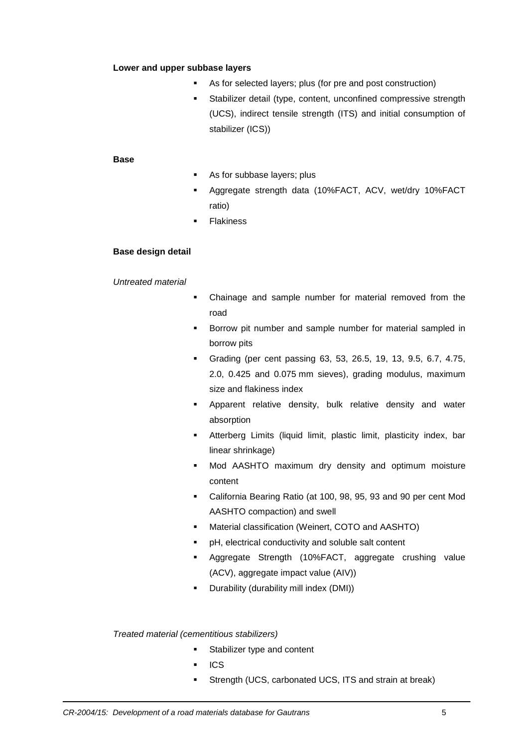**Lower and upper subbase layers**

- As for selected layers; plus (for pre and post construction)
- Stabilizer detail (type, content, unconfined compressive strength (UCS), indirect tensile strength (ITS) and initial consumption of stabilizer (ICS))

**Base**

- As for subbase layers; plus
- Aggregate strength data (10%FACT, ACV, wet/dry 10%FACT ratio)
- Flakiness

**Base design detail**

*Untreated material*

- Chainage and sample number for material removed from the road
- Borrow pit number and sample number for material sampled in borrow pits
- Grading (per cent passing 63, 53, 26.5, 19, 13, 9.5, 6.7, 4.75, 2.0, 0.425 and 0.075 mm sieves), grading modulus, maximum size and flakiness index
- Apparent relative density, bulk relative density and water absorption
- Atterberg Limits (liquid limit, plastic limit, plasticity index, bar linear shrinkage)
- Mod AASHTO maximum dry density and optimum moisture content
- California Bearing Ratio (at 100, 98, 95, 93 and 90 per cent Mod AASHTO compaction) and swell
- Material classification (Weinert, COTO and AASHTO)
- pH, electrical conductivity and soluble salt content
- Aggregate Strength (10%FACT, aggregate crushing value (ACV), aggregate impact value (AIV))
- Durability (durability mill index (DMI))

*Treated material (cementitious stabilizers)*

- Stabilizer type and content
- ICS
- Strength (UCS, carbonated UCS, ITS and strain at break)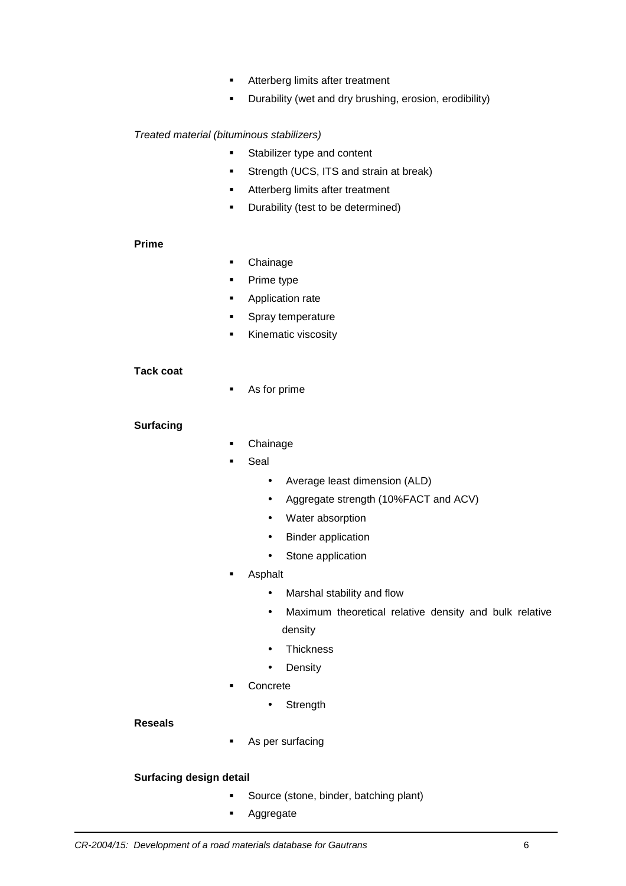- Atterberg limits after treatment
- Durability (wet and dry brushing, erosion, erodibility)

*Treated material (bituminous stabilizers)*

- Stabilizer type and content
- Strength (UCS, ITS and strain at break)
- Atterberg limits after treatment
- Durability (test to be determined)

**Prime**

- Chainage
- Prime type
- Application rate
- Spray temperature
- Kinematic viscosity

**Tack coat**

- As for prime

**Surfacing**

- Chainage
- Seal
  - Average least dimension (ALD)
  - Aggregate strength (10%FACT and ACV)
  - Water absorption
  - Binder application
  - Stone application
- Asphalt
  - Marshal stability and flow
  - Maximum theoretical relative density and bulk relative density
  - Thickness
  - Density
- Concrete
  - Strength

**Reseals**

- As per surfacing

**Surfacing design detail**

- Source (stone, binder, batching plant)
- Aggregate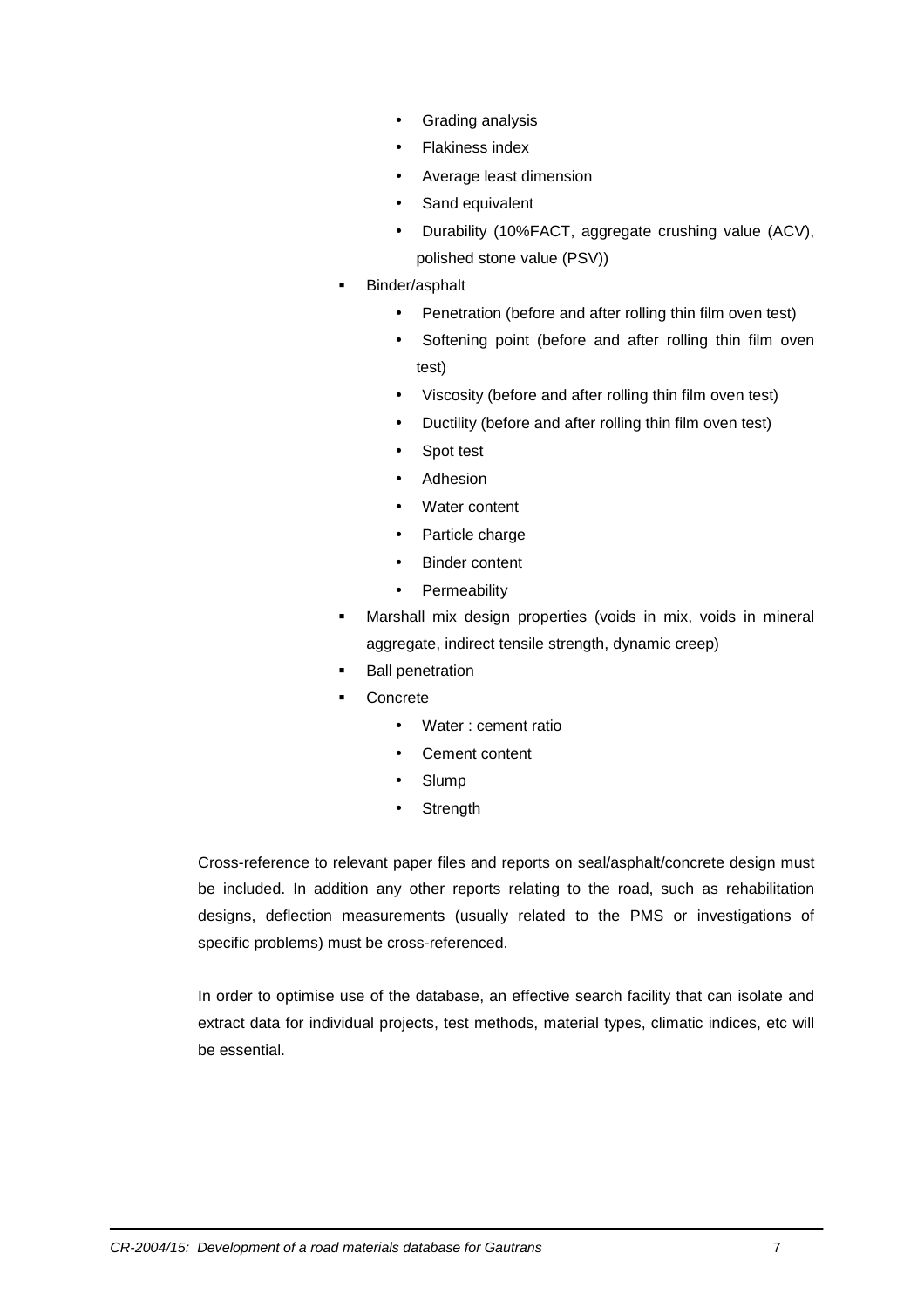- Grading analysis
    - Flakiness index
    - Average least dimension
    - Sand equivalent
    - Durability (10%FACT, aggregate crushing value (ACV), polished stone value (PSV))
- Binder/asphalt
    - Penetration (before and after rolling thin film oven test)
    - Softening point (before and after rolling thin film oven test)
    - Viscosity (before and after rolling thin film oven test)
    - Ductility (before and after rolling thin film oven test)
    - Spot test
    - Adhesion
    - Water content
    - Particle charge
    - Binder content
    - Permeability
- Marshall mix design properties (voids in mix, voids in mineral aggregate, indirect tensile strength, dynamic creep)
- Ball penetration
- Concrete
    - Water : cement ratio
    - Cement content
    - Slump
    - Strength

Cross-reference to relevant paper files and reports on seal/asphalt/concrete design must be included. In addition any other reports relating to the road, such as rehabilitation designs, deflection measurements (usually related to the PMS or investigations of specific problems) must be cross-referenced.

In order to optimise use of the database, an effective search facility that can isolate and extract data for individual projects, test methods, material types, climatic indices, etc will be essential.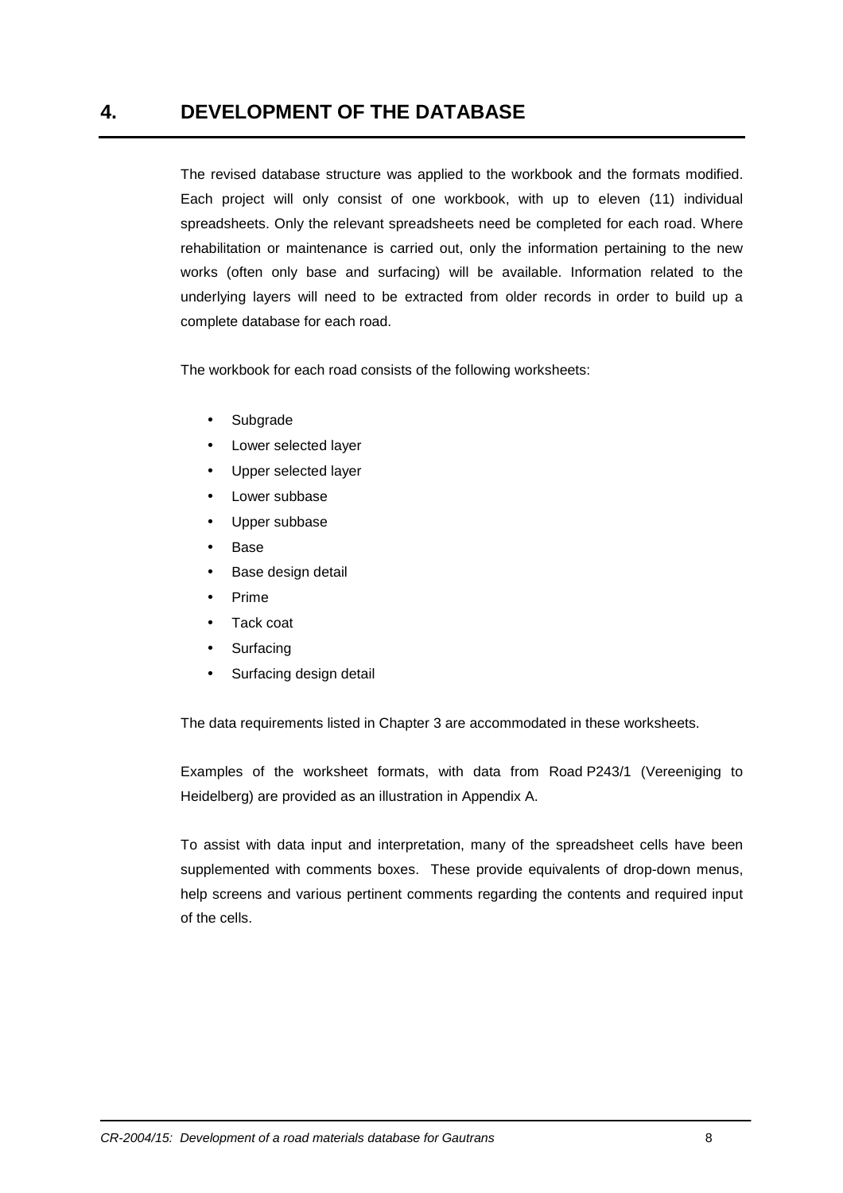# 4. DEVELOPMENT OF THE DATABASE

The revised database structure was applied to the workbook and the formats modified. Each project will only consist of one workbook, with up to eleven (11) individual spreadsheets. Only the relevant spreadsheets need be completed for each road. Where rehabilitation or maintenance is carried out, only the information pertaining to the new works (often only base and surfacing) will be available. Information related to the underlying layers will need to be extracted from older records in order to build up a complete database for each road.

The workbook for each road consists of the following worksheets:

- Subgrade
- Lower selected layer
- Upper selected layer
- Lower subbase
- Upper subbase
- Base
- Base design detail
- Prime
- Tack coat
- Surfacing
- Surfacing design detail

The data requirements listed in Chapter 3 are accommodated in these worksheets.

Examples of the worksheet formats, with data from Road P243/1 (Vereeniging to Heidelberg) are provided as an illustration in Appendix A.

To assist with data input and interpretation, many of the spreadsheet cells have been supplemented with comments boxes. These provide equivalents of drop-down menus, help screens and various pertinent comments regarding the contents and required input of the cells.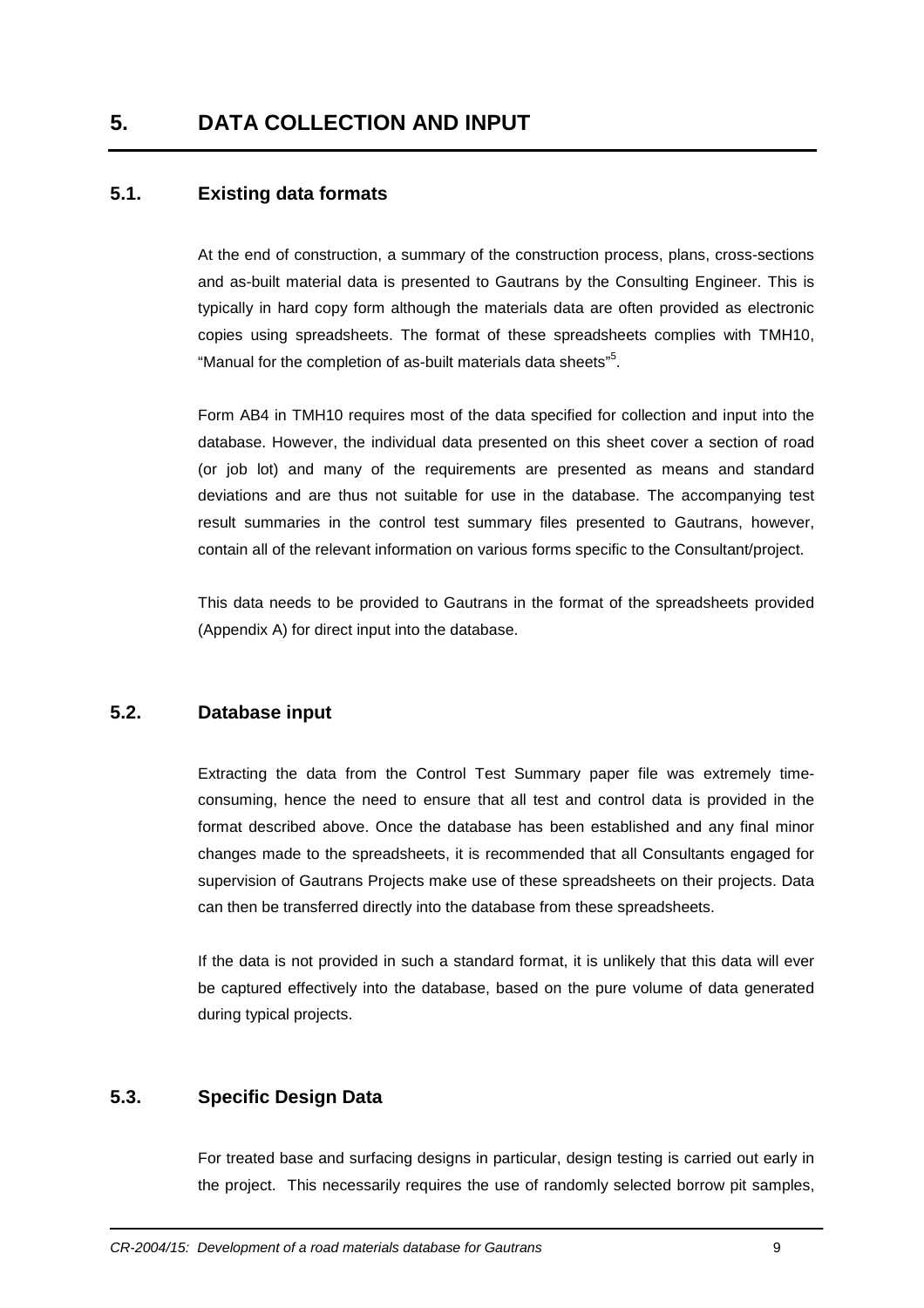# 5. DATA COLLECTION AND INPUT

## 5.1. Existing data formats

At the end of construction, a summary of the construction process, plans, cross-sections and as-built material data is presented to Gautrans by the Consulting Engineer. This is typically in hard copy form although the materials data are often provided as electronic copies using spreadsheets. The format of these spreadsheets complies with TMH10, "Manual for the completion of as-built materials data sheets"[5].

Form AB4 in TMH10 requires most of the data specified for collection and input into the database. However, the individual data presented on this sheet cover a section of road (or job lot) and many of the requirements are presented as means and standard deviations and are thus not suitable for use in the database. The accompanying test result summaries in the control test summary files presented to Gautrans, however, contain all of the relevant information on various forms specific to the Consultant/project.

This data needs to be provided to Gautrans in the format of the spreadsheets provided (Appendix A) for direct input into the database.

## 5.2. Database input

Extracting the data from the Control Test Summary paper file was extremely time-consuming, hence the need to ensure that all test and control data is provided in the format described above. Once the database has been established and any final minor changes made to the spreadsheets, it is recommended that all Consultants engaged for supervision of Gautrans Projects make use of these spreadsheets on their projects. Data can then be transferred directly into the database from these spreadsheets.

If the data is not provided in such a standard format, it is unlikely that this data will ever be captured effectively into the database, based on the pure volume of data generated during typical projects.

## 5.3. Specific Design Data

For treated base and surfacing designs in particular, design testing is carried out early in the project. This necessarily requires the use of randomly selected borrow pit samples,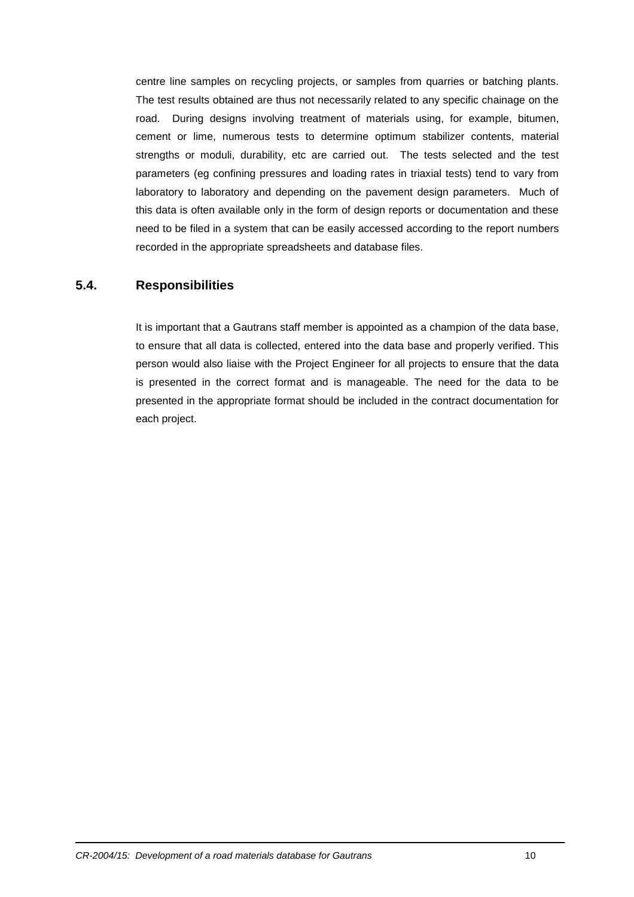centre line samples on recycling projects, or samples from quarries or batching plants. The test results obtained are thus not necessarily related to any specific chainage on the road. During designs involving treatment of materials using, for example, bitumen, cement or lime, numerous tests to determine optimum stabilizer contents, material strengths or moduli, durability, etc are carried out. The tests selected and the test parameters (eg confining pressures and loading rates in triaxial tests) tend to vary from laboratory to laboratory and depending on the pavement design parameters. Much of this data is often available only in the form of design reports or documentation and these need to be filed in a system that can be easily accessed according to the report numbers recorded in the appropriate spreadsheets and database files.

## 5.4. Responsibilities

It is important that a Gautrans staff member is appointed as a champion of the data base, to ensure that all data is collected, entered into the data base and properly verified. This person would also liaise with the Project Engineer for all projects to ensure that the data is presented in the correct format and is manageable. The need for the data to be presented in the appropriate format should be included in the contract documentation for each project.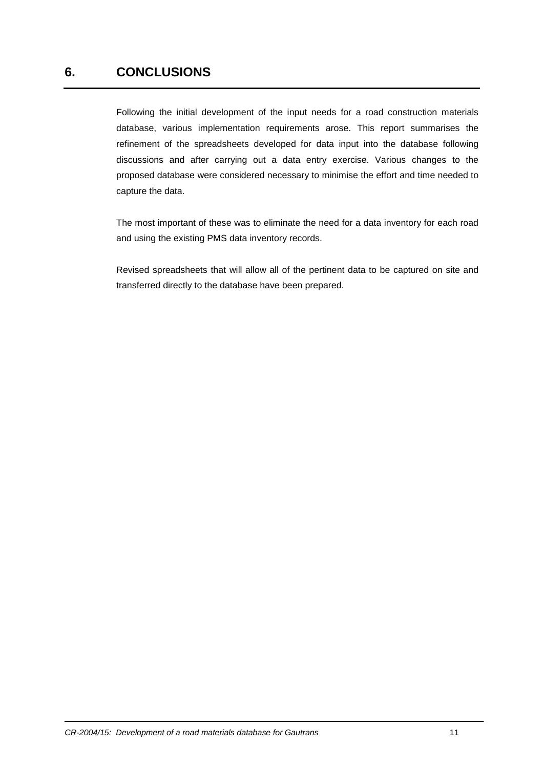# 6. CONCLUSIONS

Following the initial development of the input needs for a road construction materials database, various implementation requirements arose. This report summarises the refinement of the spreadsheets developed for data input into the database following discussions and after carrying out a data entry exercise. Various changes to the proposed database were considered necessary to minimise the effort and time needed to capture the data.

The most important of these was to eliminate the need for a data inventory for each road and using the existing PMS data inventory records.

Revised spreadsheets that will allow all of the pertinent data to be captured on site and transferred directly to the database have been prepared.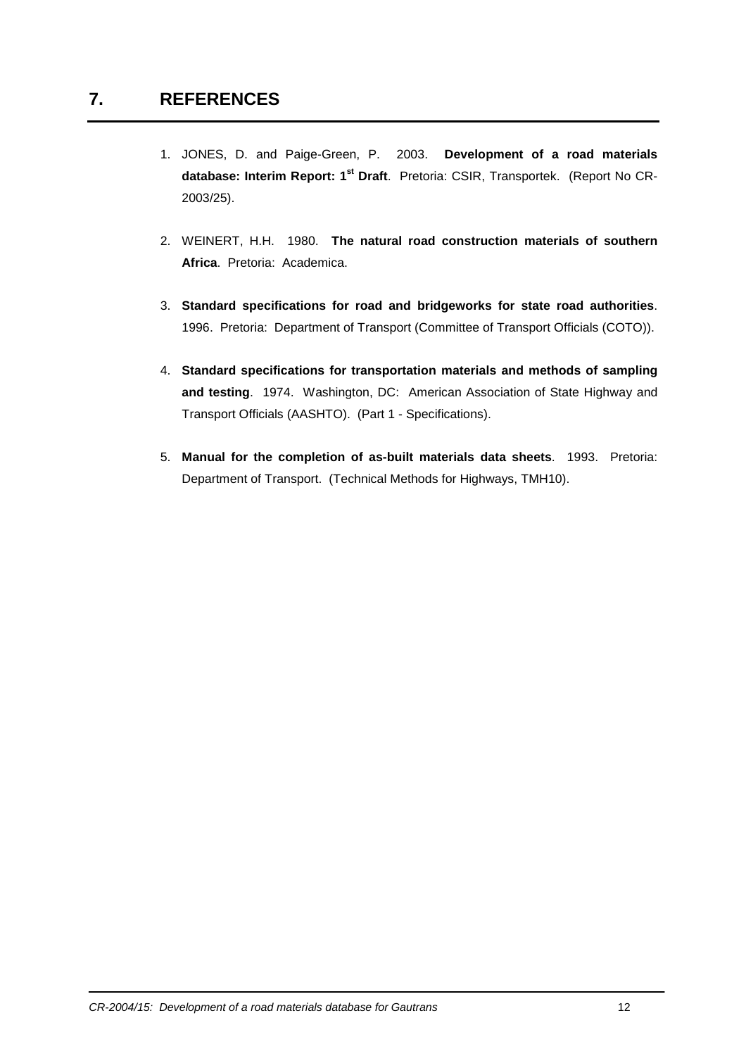# 7. REFERENCES

1. JONES, D. and Paige-Green, P. 2003. **Development of a road materials database: Interim Report: 1st Draft**. Pretoria: CSIR, Transportek. (Report No CR-2003/25).

2. WEINERT, H.H. 1980. **The natural road construction materials of southern Africa**. Pretoria: Academica.

3. **Standard specifications for road and bridgeworks for state road authorities**. 1996. Pretoria: Department of Transport (Committee of Transport Officials (COTO)).

4. **Standard specifications for transportation materials and methods of sampling and testing**. 1974. Washington, DC: American Association of State Highway and Transport Officials (AASHTO). (Part 1 - Specifications).

5. **Manual for the completion of as-built materials data sheets**. 1993. Pretoria: Department of Transport. (Technical Methods for Highways, TMH10).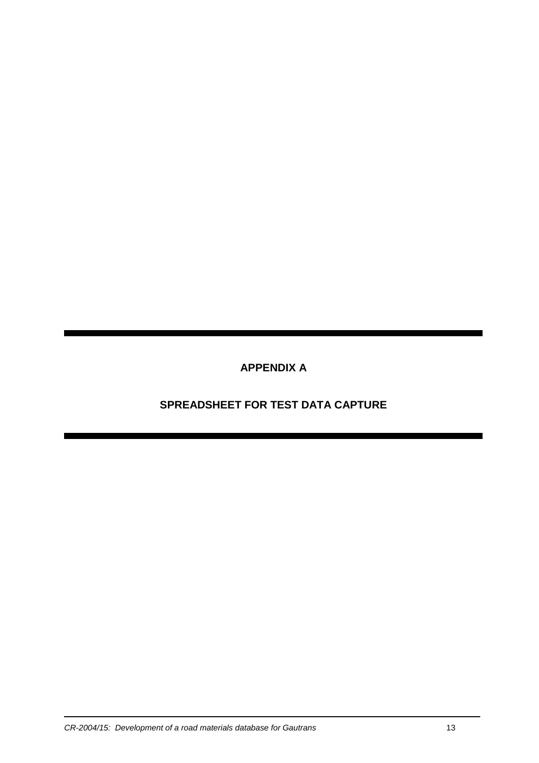# APPENDIX A

## SPREADSHEET FOR TEST DATA CAPTURE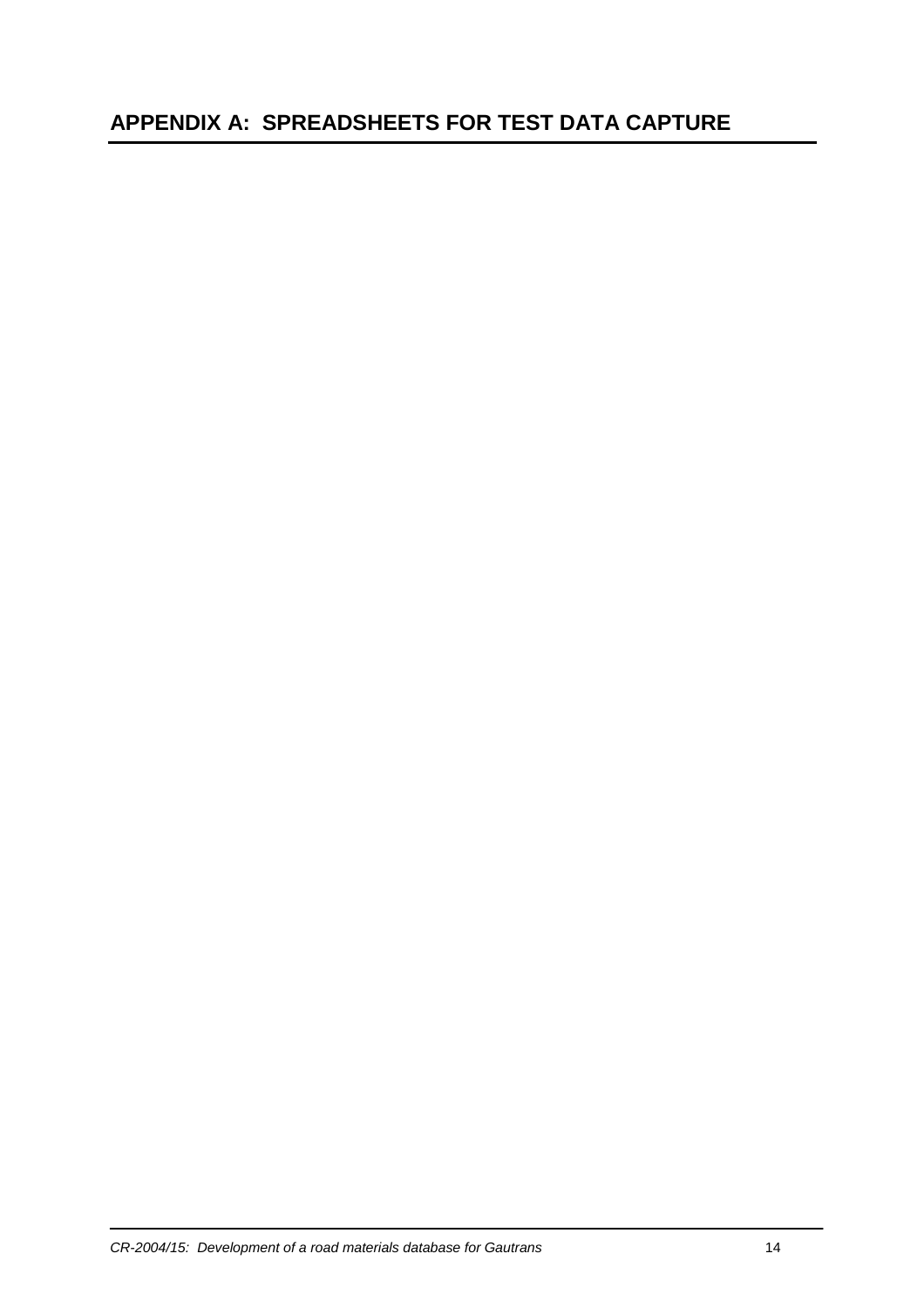# APPENDIX A: SPREADSHEETS FOR TEST DATA CAPTURE